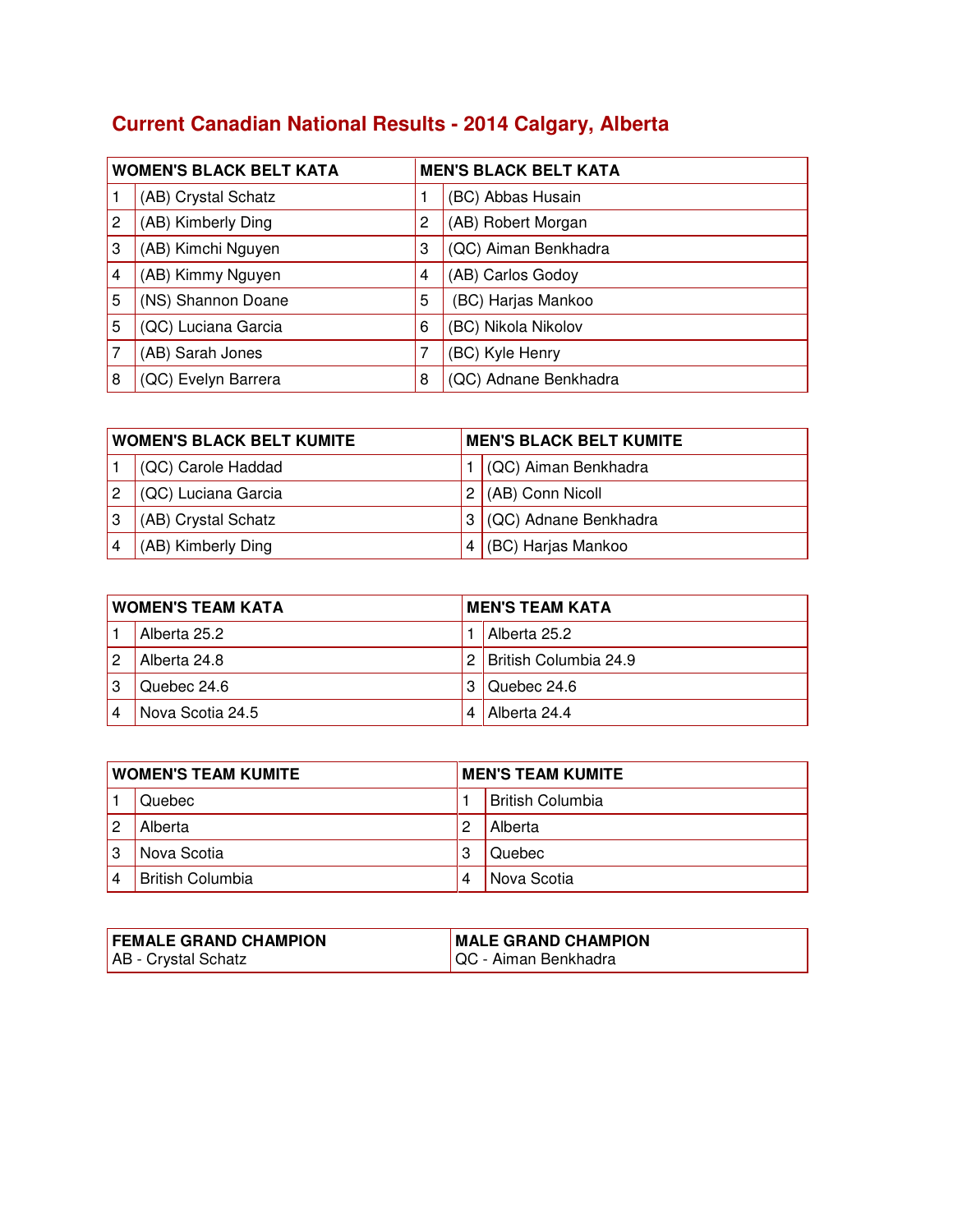# Current Canadian National Results - 2014 Calgary, Alberta

| WOMEN'S BLACK BELT KATA | | MEN'S BLACK BELT KATA | |
|---|---|---|---|
| 1 | (AB) Crystal Schatz | 1 | (BC) Abbas Husain |
| 2 | (AB) Kimberly Ding | 2 | (AB) Robert Morgan |
| 3 | (AB) Kimchi Nguyen | 3 | (QC) Aiman Benkhadra |
| 4 | (AB) Kimmy Nguyen | 4 | (AB) Carlos Godoy |
| 5 | (NS) Shannon Doane | 5 | (BC) Harjas Mankoo |
| 5 | (QC) Luciana Garcia | 6 | (BC) Nikola Nikolov |
| 7 | (AB) Sarah Jones | 7 | (BC) Kyle Henry |
| 8 | (QC) Evelyn Barrera | 8 | (QC) Adnane Benkhadra |

| WOMEN'S BLACK BELT KUMITE | | MEN'S BLACK BELT KUMITE | |
|---|---|---|---|
| 1 | (QC) Carole Haddad | 1 | (QC) Aiman Benkhadra |
| 2 | (QC) Luciana Garcia | 2 | (AB) Conn Nicoll |
| 3 | (AB) Crystal Schatz | 3 | (QC) Adnane Benkhadra |
| 4 | (AB) Kimberly Ding | 4 | (BC) Harjas Mankoo |

| WOMEN'S TEAM KATA | | MEN'S TEAM KATA | |
|---|---|---|---|
| 1 | Alberta 25.2 | 1 | Alberta 25.2 |
| 2 | Alberta 24.8 | 2 | British Columbia 24.9 |
| 3 | Quebec 24.6 | 3 | Quebec 24.6 |
| 4 | Nova Scotia 24.5 | 4 | Alberta 24.4 |

| WOMEN'S TEAM KUMITE | | MEN'S TEAM KUMITE | |
|---|---|---|---|
| 1 | Quebec | 1 | British Columbia |
| 2 | Alberta | 2 | Alberta |
| 3 | Nova Scotia | 3 | Quebec |
| 4 | British Columbia | 4 | Nova Scotia |

| FEMALE GRAND CHAMPION | MALE GRAND CHAMPION |
|---|---|
| AB - Crystal Schatz | QC - Aiman Benkhadra |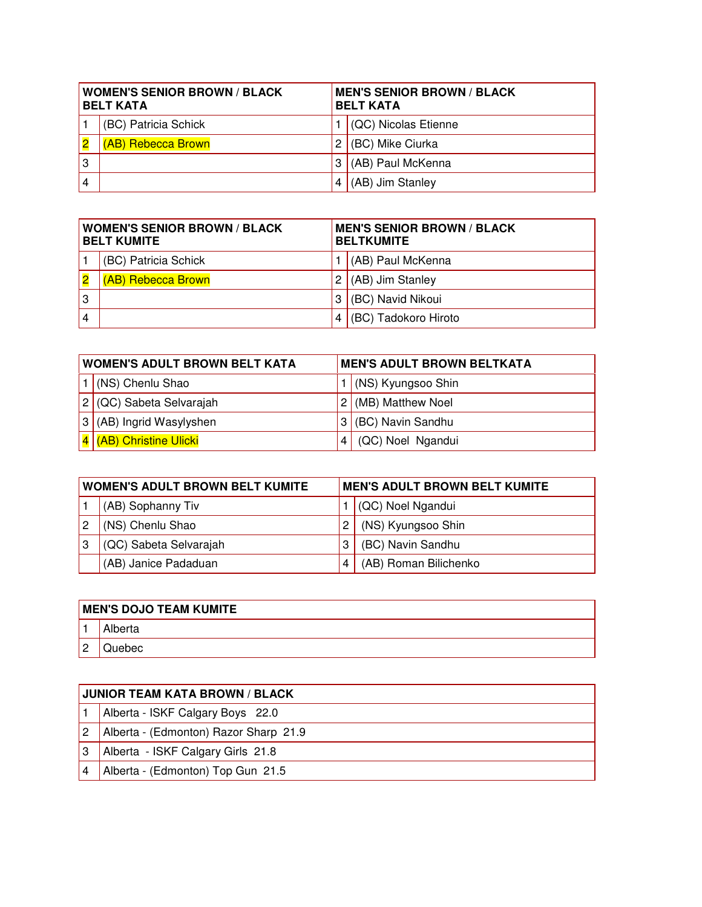| WOMEN'S SENIOR BROWN / BLACK BELT KATA | | MEN'S SENIOR BROWN / BLACK BELT KATA | |
|---|---|---|---|
| 1 | (BC) Patricia Schick | 1 | (QC) Nicolas Etienne |
| 2 | (AB) Rebecca Brown | 2 | (BC) Mike Ciurka |
| 3 | | 3 | (AB) Paul McKenna |
| 4 | | 4 | (AB) Jim Stanley |

| WOMEN'S SENIOR BROWN / BLACK BELT KUMITE | | MEN'S SENIOR BROWN / BLACK BELTKUMITE | |
|---|---|---|---|
| 1 | (BC) Patricia Schick | 1 | (AB) Paul McKenna |
| 2 | (AB) Rebecca Brown | 2 | (AB) Jim Stanley |
| 3 | | 3 | (BC) Navid Nikoui |
| 4 | | 4 | (BC) Tadokoro Hiroto |

| WOMEN'S ADULT BROWN BELT KATA | | MEN'S ADULT BROWN BELTKATA | |
|---|---|---|---|
| 1 | (NS) Chenlu Shao | 1 | (NS) Kyungsoo Shin |
| 2 | (QC) Sabeta Selvarajah | 2 | (MB) Matthew Noel |
| 3 | (AB) Ingrid Wasylyshen | 3 | (BC) Navin Sandhu |
| 4 | (AB) Christine Ulicki | 4 | (QC) Noel Ngandui |

| WOMEN'S ADULT BROWN BELT KUMITE | | MEN'S ADULT BROWN BELT KUMITE | |
|---|---|---|---|
| 1 | (AB) Sophanny Tiv | 1 | (QC) Noel Ngandui |
| 2 | (NS) Chenlu Shao | 2 | (NS) Kyungsoo Shin |
| 3 | (QC) Sabeta Selvarajah | 3 | (BC) Navin Sandhu |
| | (AB) Janice Padaduan | 4 | (AB) Roman Bilichenko |

| MEN'S DOJO TEAM KUMITE | |
|---|---|
| 1 | Alberta |
| 2 | Quebec |

| JUNIOR TEAM KATA BROWN / BLACK | |
|---|---|
| 1 | Alberta - ISKF Calgary Boys 22.0 |
| 2 | Alberta - (Edmonton) Razor Sharp 21.9 |
| 3 | Alberta - ISKF Calgary Girls 21.8 |
| 4 | Alberta - (Edmonton) Top Gun 21.5 |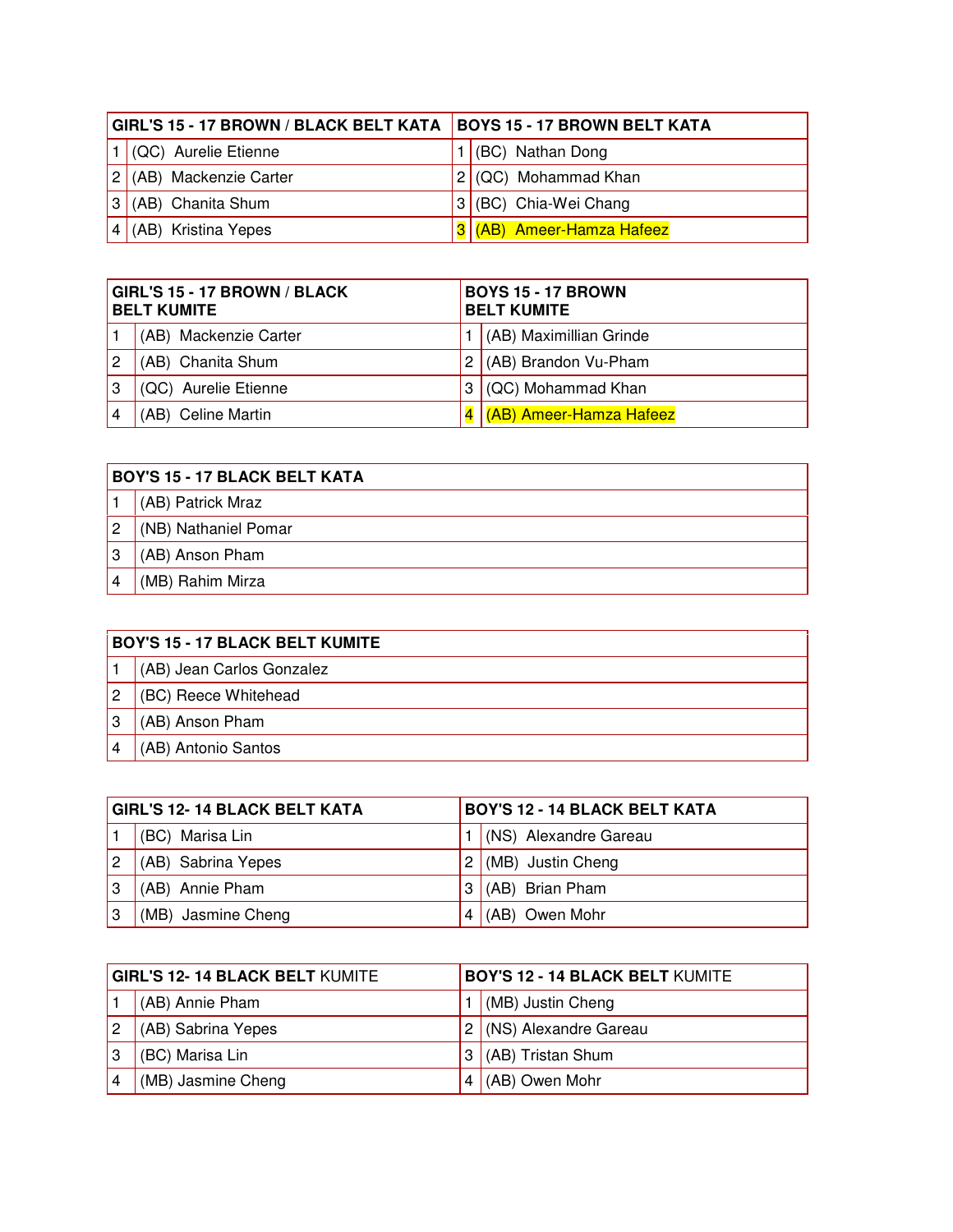| GIRL'S 15 - 17 BROWN / BLACK BELT KATA | | BOYS 15 - 17 BROWN BELT KATA | |
|---|---|---|---|
| 1 | (QC) Aurelie Etienne | 1 | (BC) Nathan Dong |
| 2 | (AB) Mackenzie Carter | 2 | (QC) Mohammad Khan |
| 3 | (AB) Chanita Shum | 3 | (BC) Chia-Wei Chang |
| 4 | (AB) Kristina Yepes | 3 | (AB) Ameer-Hamza Hafeez |

| GIRL'S 15 - 17 BROWN / BLACK BELT KUMITE | | BOYS 15 - 17 BROWN BELT KUMITE | |
|---|---|---|---|
| 1 | (AB) Mackenzie Carter | 1 | (AB) Maximillian Grinde |
| 2 | (AB) Chanita Shum | 2 | (AB) Brandon Vu-Pham |
| 3 | (QC) Aurelie Etienne | 3 | (QC) Mohammad Khan |
| 4 | (AB) Celine Martin | 4 | (AB) Ameer-Hamza Hafeez |

| BOY'S 15 - 17 BLACK BELT KATA | |
|---|---|
| 1 | (AB) Patrick Mraz |
| 2 | (NB) Nathaniel Pomar |
| 3 | (AB) Anson Pham |
| 4 | (MB) Rahim Mirza |

| BOY'S 15 - 17 BLACK BELT KUMITE | |
|---|---|
| 1 | (AB) Jean Carlos Gonzalez |
| 2 | (BC) Reece Whitehead |
| 3 | (AB) Anson Pham |
| 4 | (AB) Antonio Santos |

| GIRL'S 12- 14 BLACK BELT KATA | | BOY'S 12 - 14 BLACK BELT KATA | |
|---|---|---|---|
| 1 | (BC) Marisa Lin | 1 | (NS) Alexandre Gareau |
| 2 | (AB) Sabrina Yepes | 2 | (MB) Justin Cheng |
| 3 | (AB) Annie Pham | 3 | (AB) Brian Pham |
| 3 | (MB) Jasmine Cheng | 4 | (AB) Owen Mohr |

| GIRL'S 12- 14 BLACK BELT KUMITE | | BOY'S 12 - 14 BLACK BELT KUMITE | |
|---|---|---|---|
| 1 | (AB) Annie Pham | 1 | (MB) Justin Cheng |
| 2 | (AB) Sabrina Yepes | 2 | (NS) Alexandre Gareau |
| 3 | (BC) Marisa Lin | 3 | (AB) Tristan Shum |
| 4 | (MB) Jasmine Cheng | 4 | (AB) Owen Mohr |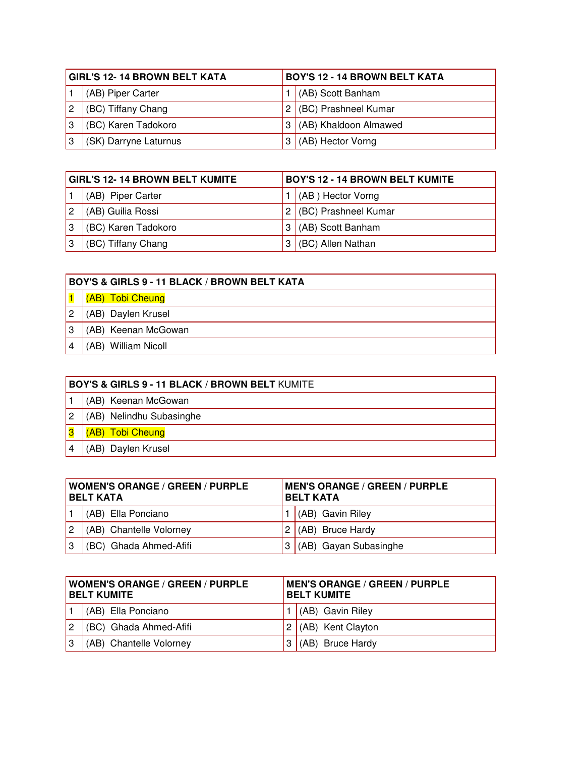| GIRL'S 12- 14 BROWN BELT KATA | |
|---|---|
| 1 | (AB) Piper Carter |
| 2 | (BC) Tiffany Chang |
| 3 | (BC) Karen Tadokoro |
| 3 | (SK) Darryne Laturnus |

| BOY'S 12 - 14 BROWN BELT KATA | |
|---|---|
| 1 | (AB) Scott Banham |
| 2 | (BC) Prashneel Kumar |
| 3 | (AB) Khaldoon Almawed |
| 3 | (AB) Hector Vorng |

| GIRL'S 12- 14 BROWN BELT KUMITE | |
|---|---|
| 1 | (AB) Piper Carter |
| 2 | (AB) Guilia Rossi |
| 3 | (BC) Karen Tadokoro |
| 3 | (BC) Tiffany Chang |

| BOY'S 12 - 14 BROWN BELT KUMITE | |
|---|---|
| 1 | (AB ) Hector Vorng |
| 2 | (BC) Prashneel Kumar |
| 3 | (AB) Scott Banham |
| 3 | (BC) Allen Nathan |

| BOY'S & GIRLS 9 - 11 BLACK / BROWN BELT KATA | |
|---|---|
| 1 | (AB) Tobi Cheung |
| 2 | (AB) Daylen Krusel |
| 3 | (AB) Keenan McGowan |
| 4 | (AB) William Nicoll |

| BOY'S & GIRLS 9 - 11 BLACK / BROWN BELT KUMITE | |
|---|---|
| 1 | (AB) Keenan McGowan |
| 2 | (AB) Nelindhu Subasinghe |
| 3 | (AB) Tobi Cheung |
| 4 | (AB) Daylen Krusel |

| WOMEN'S ORANGE / GREEN / PURPLE BELT KATA | |
|---|---|
| 1 | (AB) Ella Ponciano |
| 2 | (AB) Chantelle Volorney |
| 3 | (BC) Ghada Ahmed-Afifi |

| MEN'S ORANGE / GREEN / PURPLE BELT KATA | |
|---|---|
| 1 | (AB) Gavin Riley |
| 2 | (AB) Bruce Hardy |
| 3 | (AB) Gayan Subasinghe |

| WOMEN'S ORANGE / GREEN / PURPLE BELT KUMITE | |
|---|---|
| 1 | (AB) Ella Ponciano |
| 2 | (BC) Ghada Ahmed-Afifi |
| 3 | (AB) Chantelle Volorney |

| MEN'S ORANGE / GREEN / PURPLE BELT KUMITE | |
|---|---|
| 1 | (AB) Gavin Riley |
| 2 | (AB) Kent Clayton |
| 3 | (AB) Bruce Hardy |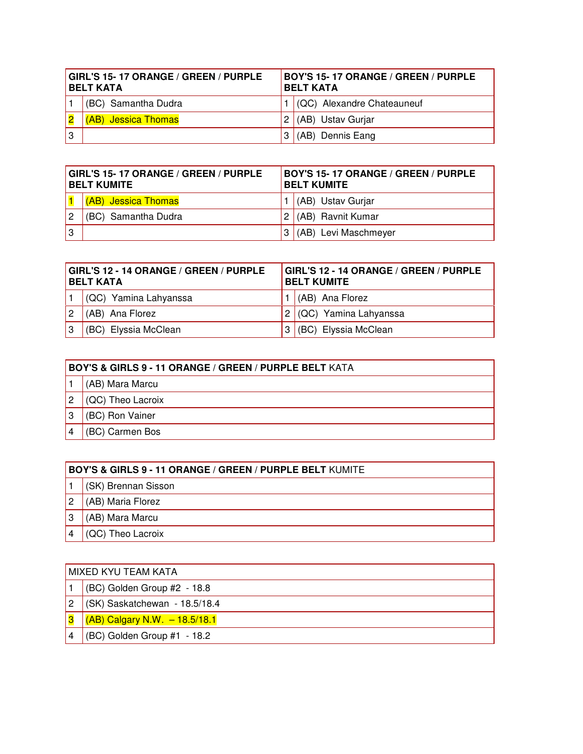| GIRL'S 15- 17 ORANGE / GREEN / PURPLE BELT KATA | | BOY'S 15- 17 ORANGE / GREEN / PURPLE BELT KATA | |
|---|---|---|---|
| 1 | (BC) Samantha Dudra | 1 | (QC) Alexandre Chateauneuf |
| 2 | (AB) Jessica Thomas | 2 | (AB) Ustav Gurjar |
| 3 | | 3 | (AB) Dennis Eang |

| GIRL'S 15- 17 ORANGE / GREEN / PURPLE BELT KUMITE | | BOY'S 15- 17 ORANGE / GREEN / PURPLE BELT KUMITE | |
|---|---|---|---|
| 1 | (AB) Jessica Thomas | 1 | (AB) Ustav Gurjar |
| 2 | (BC) Samantha Dudra | 2 | (AB) Ravnit Kumar |
| 3 | | 3 | (AB) Levi Maschmeyer |

| GIRL'S 12 - 14 ORANGE / GREEN / PURPLE BELT KATA | | GIRL'S 12 - 14 ORANGE / GREEN / PURPLE BELT KUMITE | |
|---|---|---|---|
| 1 | (QC) Yamina Lahyanssa | 1 | (AB) Ana Florez |
| 2 | (AB) Ana Florez | 2 | (QC) Yamina Lahyanssa |
| 3 | (BC) Elyssia McClean | 3 | (BC) Elyssia McClean |

| BOY'S & GIRLS 9 - 11 ORANGE / GREEN / PURPLE BELT KATA | |
|---|---|
| 1 | (AB) Mara Marcu |
| 2 | (QC) Theo Lacroix |
| 3 | (BC) Ron Vainer |
| 4 | (BC) Carmen Bos |

| BOY'S & GIRLS 9 - 11 ORANGE / GREEN / PURPLE BELT KUMITE | |
|---|---|
| 1 | (SK) Brennan Sisson |
| 2 | (AB) Maria Florez |
| 3 | (AB) Mara Marcu |
| 4 | (QC) Theo Lacroix |

| MIXED KYU TEAM KATA | |
|---|---|
| 1 | (BC) Golden Group #2 - 18.8 |
| 2 | (SK) Saskatchewan - 18.5/18.4 |
| 3 | (AB) Calgary N.W. – 18.5/18.1 |
| 4 | (BC) Golden Group #1 - 18.2 |